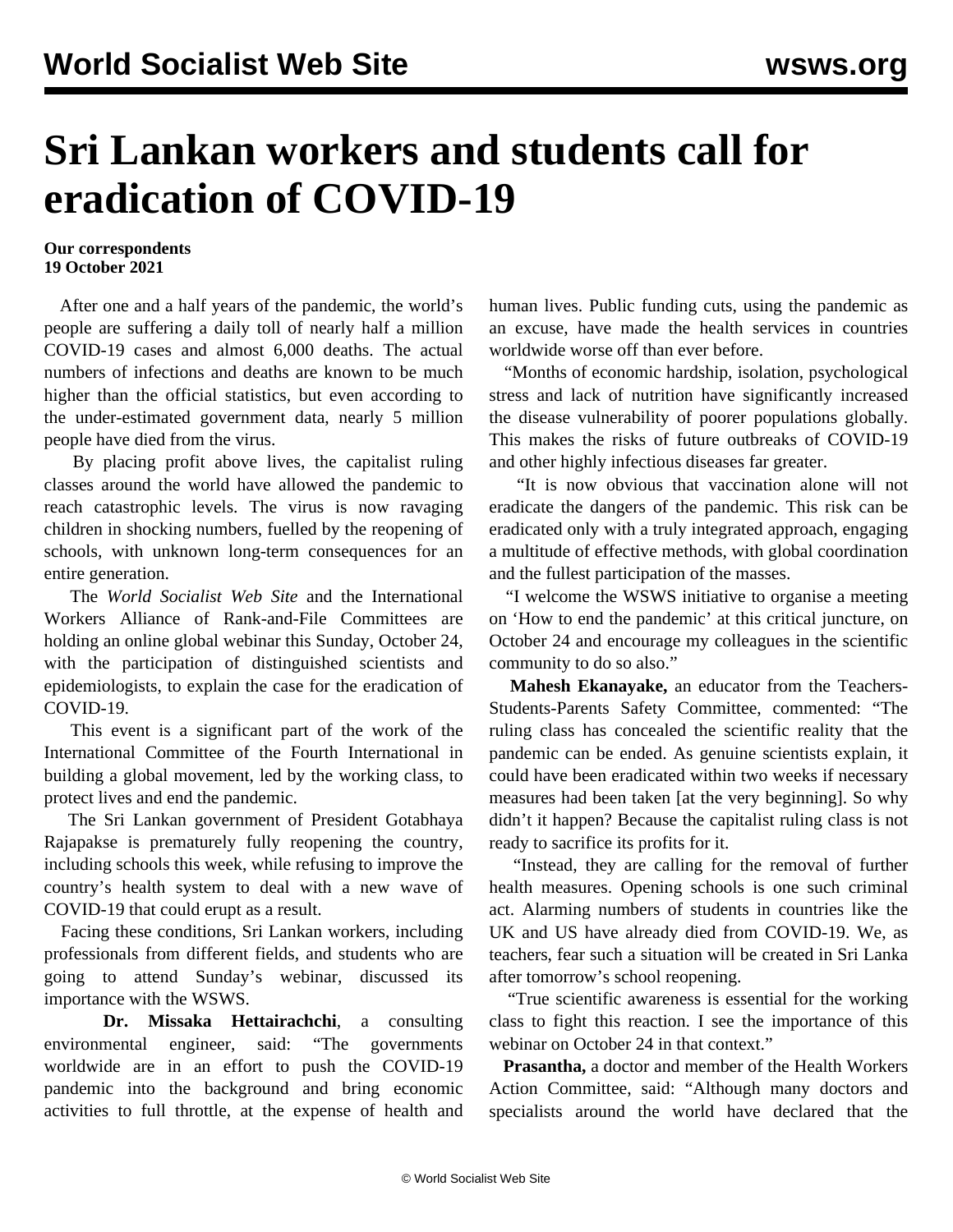# Sri Lankan workers and students call for eradication of COVID-19

**Our correspondents**
**19 October 2021**

After one and a half years of the pandemic, the world's people are suffering a daily toll of nearly half a million COVID-19 cases and almost 6,000 deaths. The actual numbers of infections and deaths are known to be much higher than the official statistics, but even according to the under-estimated government data, nearly 5 million people have died from the virus.

By placing profit above lives, the capitalist ruling classes around the world have allowed the pandemic to reach catastrophic levels. The virus is now ravaging children in shocking numbers, fuelled by the reopening of schools, with unknown long-term consequences for an entire generation.

The *World Socialist Web Site* and the International Workers Alliance of Rank-and-File Committees are holding an online global webinar this Sunday, October 24, with the participation of distinguished scientists and epidemiologists, to explain the case for the eradication of COVID-19.

This event is a significant part of the work of the International Committee of the Fourth International in building a global movement, led by the working class, to protect lives and end the pandemic.

The Sri Lankan government of President Gotabhaya Rajapakse is prematurely fully reopening the country, including schools this week, while refusing to improve the country's health system to deal with a new wave of COVID-19 that could erupt as a result.

Facing these conditions, Sri Lankan workers, including professionals from different fields, and students who are going to attend Sunday's webinar, discussed its importance with the WSWS.

**Dr. Missaka Hettairachchi**, a consulting environmental engineer, said: "The governments worldwide are in an effort to push the COVID-19 pandemic into the background and bring economic activities to full throttle, at the expense of health and human lives. Public funding cuts, using the pandemic as an excuse, have made the health services in countries worldwide worse off than ever before.

"Months of economic hardship, isolation, psychological stress and lack of nutrition have significantly increased the disease vulnerability of poorer populations globally. This makes the risks of future outbreaks of COVID-19 and other highly infectious diseases far greater.

"It is now obvious that vaccination alone will not eradicate the dangers of the pandemic. This risk can be eradicated only with a truly integrated approach, engaging a multitude of effective methods, with global coordination and the fullest participation of the masses.

"I welcome the WSWS initiative to organise a meeting on 'How to end the pandemic' at this critical juncture, on October 24 and encourage my colleagues in the scientific community to do so also."

**Mahesh Ekanayake,** an educator from the Teachers-Students-Parents Safety Committee, commented: "The ruling class has concealed the scientific reality that the pandemic can be ended. As genuine scientists explain, it could have been eradicated within two weeks if necessary measures had been taken [at the very beginning]. So why didn't it happen? Because the capitalist ruling class is not ready to sacrifice its profits for it.

"Instead, they are calling for the removal of further health measures. Opening schools is one such criminal act. Alarming numbers of students in countries like the UK and US have already died from COVID-19. We, as teachers, fear such a situation will be created in Sri Lanka after tomorrow's school reopening.

"True scientific awareness is essential for the working class to fight this reaction. I see the importance of this webinar on October 24 in that context."

**Prasantha,** a doctor and member of the Health Workers Action Committee, said: "Although many doctors and specialists around the world have declared that the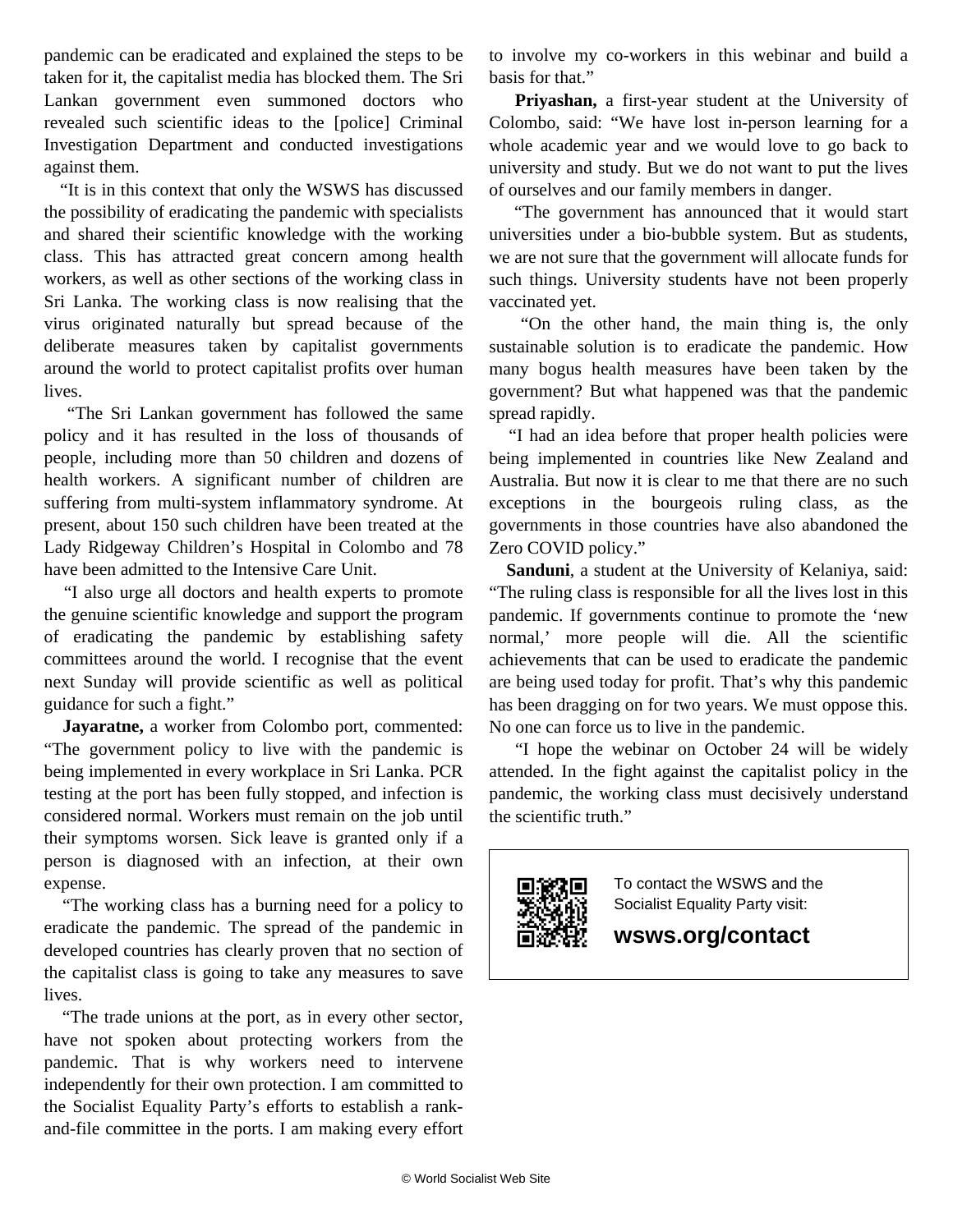pandemic can be eradicated and explained the steps to be taken for it, the capitalist media has blocked them. The Sri Lankan government even summoned doctors who revealed such scientific ideas to the [police] Criminal Investigation Department and conducted investigations against them.

"It is in this context that only the WSWS has discussed the possibility of eradicating the pandemic with specialists and shared their scientific knowledge with the working class. This has attracted great concern among health workers, as well as other sections of the working class in Sri Lanka. The working class is now realising that the virus originated naturally but spread because of the deliberate measures taken by capitalist governments around the world to protect capitalist profits over human lives.

"The Sri Lankan government has followed the same policy and it has resulted in the loss of thousands of people, including more than 50 children and dozens of health workers. A significant number of children are suffering from multi-system inflammatory syndrome. At present, about 150 such children have been treated at the Lady Ridgeway Children's Hospital in Colombo and 78 have been admitted to the Intensive Care Unit.

"I also urge all doctors and health experts to promote the genuine scientific knowledge and support the program of eradicating the pandemic by establishing safety committees around the world. I recognise that the event next Sunday will provide scientific as well as political guidance for such a fight."

**Jayaratne,** a worker from Colombo port, commented: "The government policy to live with the pandemic is being implemented in every workplace in Sri Lanka. PCR testing at the port has been fully stopped, and infection is considered normal. Workers must remain on the job until their symptoms worsen. Sick leave is granted only if a person is diagnosed with an infection, at their own expense.

"The working class has a burning need for a policy to eradicate the pandemic. The spread of the pandemic in developed countries has clearly proven that no section of the capitalist class is going to take any measures to save lives.

"The trade unions at the port, as in every other sector, have not spoken about protecting workers from the pandemic. That is why workers need to intervene independently for their own protection. I am committed to the Socialist Equality Party's efforts to establish a rank-and-file committee in the ports. I am making every effort to involve my co-workers in this webinar and build a basis for that."

**Priyashan,** a first-year student at the University of Colombo, said: "We have lost in-person learning for a whole academic year and we would love to go back to university and study. But we do not want to put the lives of ourselves and our family members in danger.

"The government has announced that it would start universities under a bio-bubble system. But as students, we are not sure that the government will allocate funds for such things. University students have not been properly vaccinated yet.

"On the other hand, the main thing is, the only sustainable solution is to eradicate the pandemic. How many bogus health measures have been taken by the government? But what happened was that the pandemic spread rapidly.

"I had an idea before that proper health policies were being implemented in countries like New Zealand and Australia. But now it is clear to me that there are no such exceptions in the bourgeois ruling class, as the governments in those countries have also abandoned the Zero COVID policy."

**Sanduni**, a student at the University of Kelaniya, said: "The ruling class is responsible for all the lives lost in this pandemic. If governments continue to promote the 'new normal,' more people will die. All the scientific achievements that can be used to eradicate the pandemic are being used today for profit. That's why this pandemic has been dragging on for two years. We must oppose this. No one can force us to live in the pandemic.

"I hope the webinar on October 24 will be widely attended. In the fight against the capitalist policy in the pandemic, the working class must decisively understand the scientific truth."

To contact the WSWS and the Socialist Equality Party visit:

**wsws.org/contact**